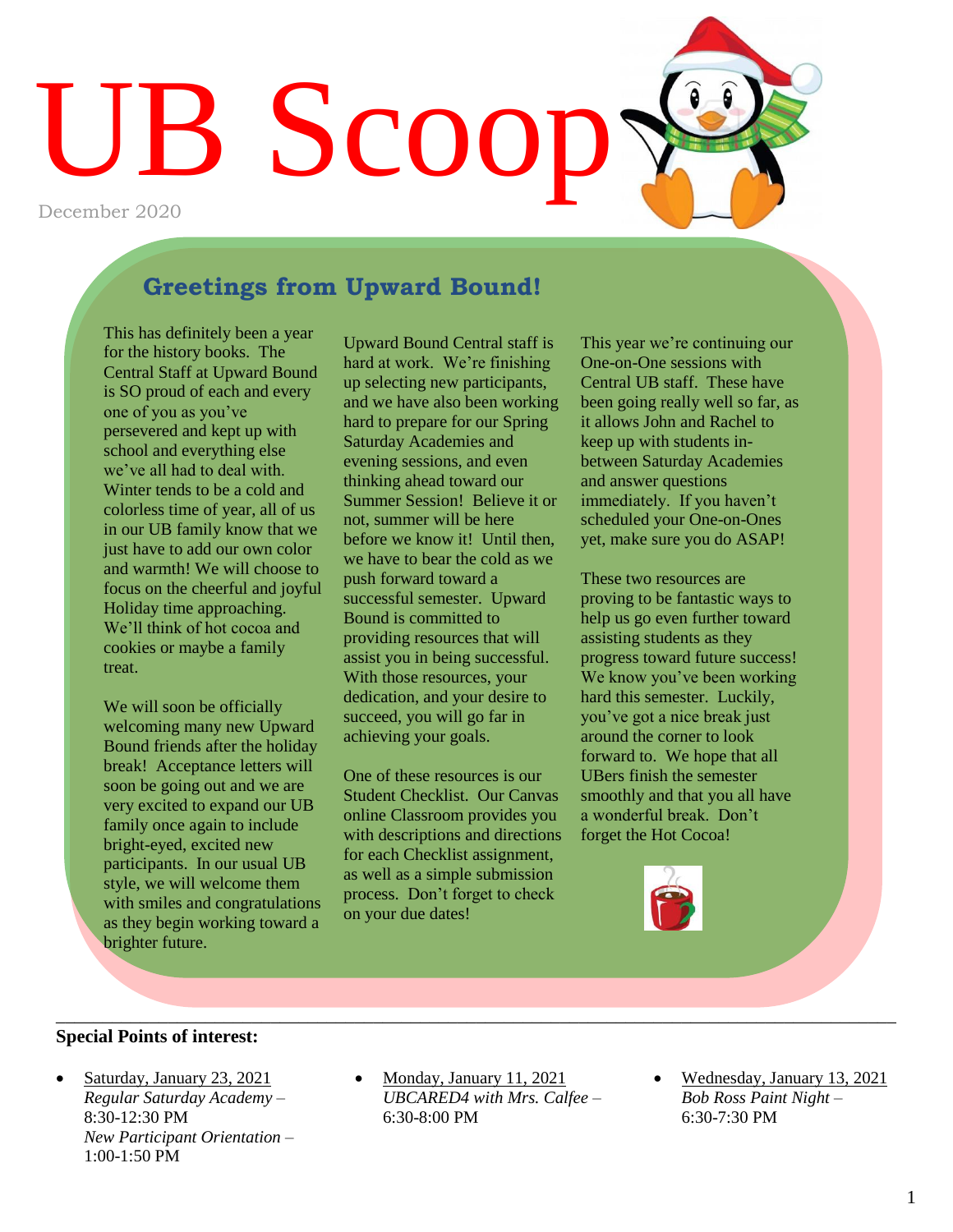# UB Scoop

December 2020

## Greetings from Upward Bound!

This has definitely been a year for the history books. The Central Staff at Upward Bound is SO proud of each and every one of you as you've persevered and kept up with school and everything else we've all had to deal with. Winter tends to be a cold and colorless time of year, all of us in our UB family know that we just have to add our own color and warmth! We will choose to focus on the cheerful and joyful Holiday time approaching. We'll think of hot cocoa and cookies or maybe a family treat.

We will soon be officially welcoming many new Upward Bound friends after the holiday break! Acceptance letters will soon be going out and we are very excited to expand our UB family once again to include bright-eyed, excited new participants. In our usual UB style, we will welcome them with smiles and congratulations as they begin working toward a brighter future.

Upward Bound Central staff is hard at work. We're finishing up selecting new participants, and we have also been working hard to prepare for our Spring Saturday Academies and evening sessions, and even thinking ahead toward our Summer Session! Believe it or not, summer will be here before we know it! Until then, we have to bear the cold as we push forward toward a successful semester. Upward Bound is committed to providing resources that will assist you in being successful. With those resources, your dedication, and your desire to succeed, you will go far in achieving your goals.

One of these resources is our Student Checklist. Our Canvas online Classroom provides you with descriptions and directions for each Checklist assignment, as well as a simple submission process. Don't forget to check on your due dates!

This year we're continuing our One-on-One sessions with Central UB staff. These have been going really well so far, as it allows John and Rachel to keep up with students in-between Saturday Academies and answer questions immediately. If you haven't scheduled your One-on-Ones yet, make sure you do ASAP!

These two resources are proving to be fantastic ways to help us go even further toward assisting students as they progress toward future success! We know you've been working hard this semester. Luckily, you've got a nice break just around the corner to look forward to. We hope that all UBers finish the semester smoothly and that you all have a wonderful break. Don't forget the Hot Cocoa!

---

**Special Points of interest:**

- Saturday, January 23, 2021
  *Regular Saturday Academy* – 8:30-12:30 PM
  *New Participant Orientation* – 1:00-1:50 PM
- Monday, January 11, 2021
  *UBCARED4 with Mrs. Calfee* – 6:30-8:00 PM
- Wednesday, January 13, 2021
  *Bob Ross Paint Night* – 6:30-7:30 PM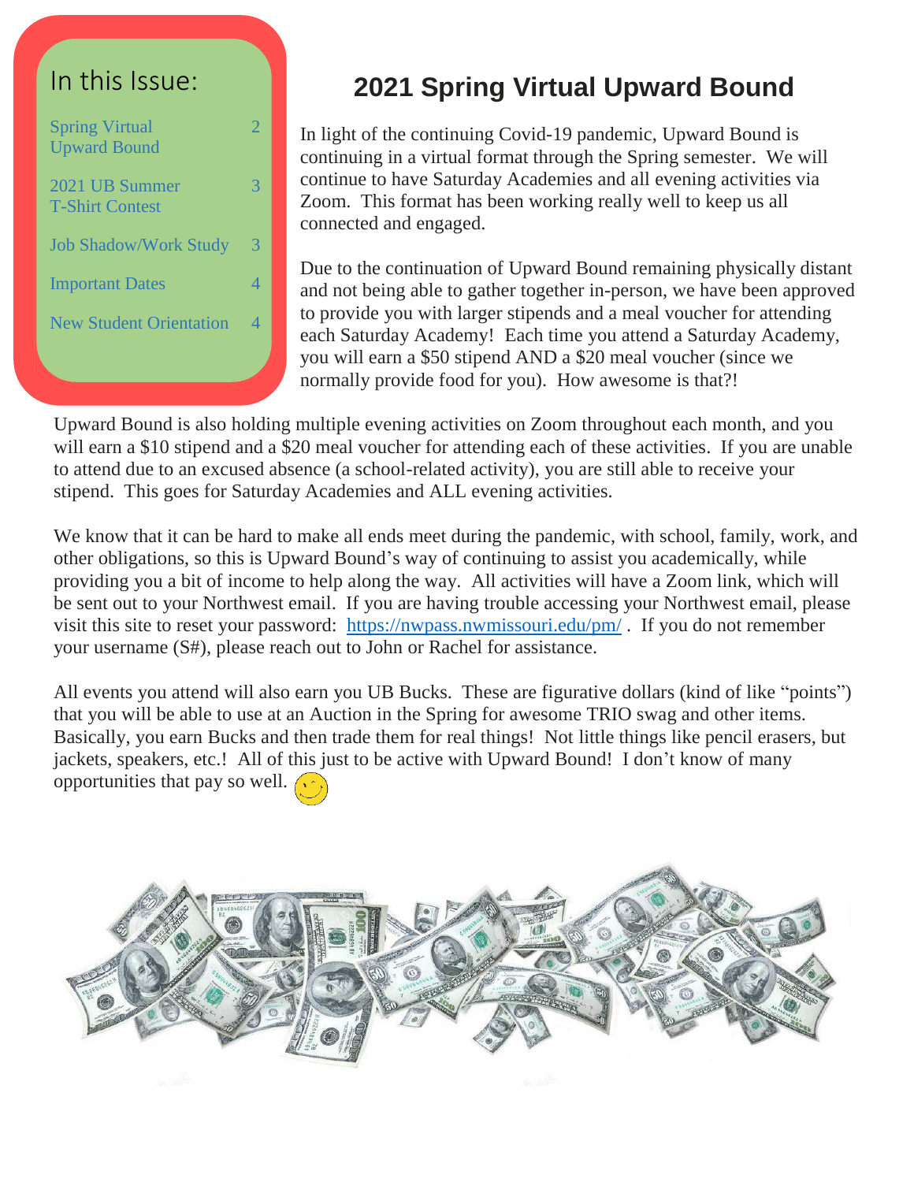## In this Issue:

| | |
|---|---|
| Spring Virtual Upward Bound | 2 |
| 2021 UB Summer T-Shirt Contest | 3 |
| Job Shadow/Work Study | 3 |
| Important Dates | 4 |
| New Student Orientation | 4 |

# 2021 Spring Virtual Upward Bound

In light of the continuing Covid-19 pandemic, Upward Bound is continuing in a virtual format through the Spring semester. We will continue to have Saturday Academies and all evening activities via Zoom. This format has been working really well to keep us all connected and engaged.

Due to the continuation of Upward Bound remaining physically distant and not being able to gather together in-person, we have been approved to provide you with larger stipends and a meal voucher for attending each Saturday Academy! Each time you attend a Saturday Academy, you will earn a $50 stipend AND a $20 meal voucher (since we normally provide food for you). How awesome is that?!

Upward Bound is also holding multiple evening activities on Zoom throughout each month, and you will earn a $10 stipend and a $20 meal voucher for attending each of these activities. If you are unable to attend due to an excused absence (a school-related activity), you are still able to receive your stipend. This goes for Saturday Academies and ALL evening activities.

We know that it can be hard to make all ends meet during the pandemic, with school, family, work, and other obligations, so this is Upward Bound's way of continuing to assist you academically, while providing you a bit of income to help along the way. All activities will have a Zoom link, which will be sent out to your Northwest email. If you are having trouble accessing your Northwest email, please visit this site to reset your password: https://nwpass.nwmissouri.edu/pm/ . If you do not remember your username (S#), please reach out to John or Rachel for assistance.

All events you attend will also earn you UB Bucks. These are figurative dollars (kind of like "points") that you will be able to use at an Auction in the Spring for awesome TRIO swag and other items. Basically, you earn Bucks and then trade them for real things! Not little things like pencil erasers, but jackets, speakers, etc.! All of this just to be active with Upward Bound! I don't know of many opportunities that pay so well.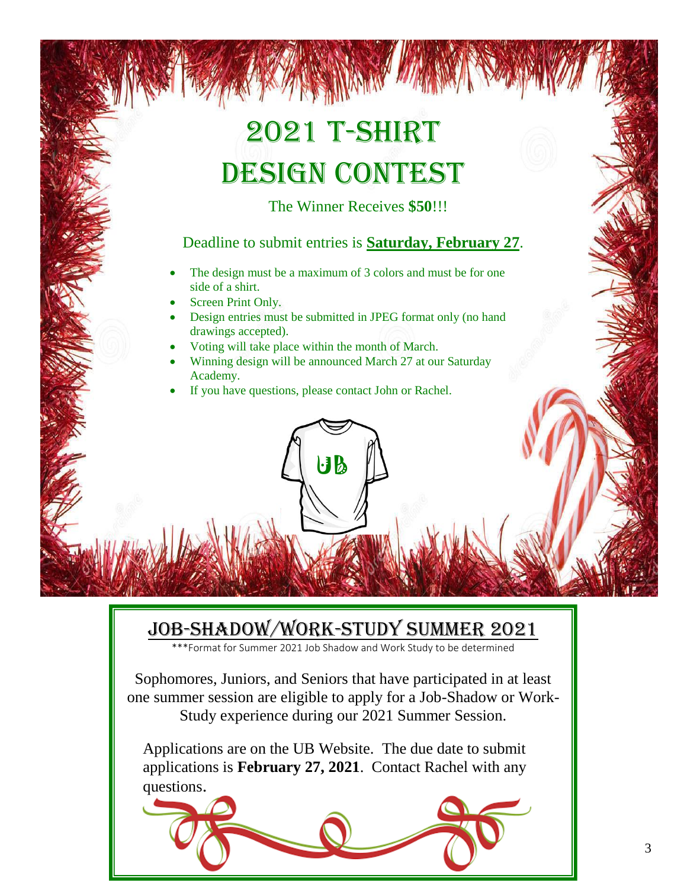# 2021 T-Shirt Design Contest

The Winner Receives **$50**!!!

Deadline to submit entries is **Saturday, February 27**.

- The design must be a maximum of 3 colors and must be for one side of a shirt.
- Screen Print Only.
- Design entries must be submitted in JPEG format only (no hand drawings accepted).
- Voting will take place within the month of March.
- Winning design will be announced March 27 at our Saturday Academy.
- If you have questions, please contact John or Rachel.

## Job-Shadow/Work-Study Summer 2021

***Format for Summer 2021 Job Shadow and Work Study to be determined

Sophomores, Juniors, and Seniors that have participated in at least one summer session are eligible to apply for a Job-Shadow or Work-Study experience during our 2021 Summer Session.

Applications are on the UB Website. The due date to submit applications is **February 27, 2021**. Contact Rachel with any questions.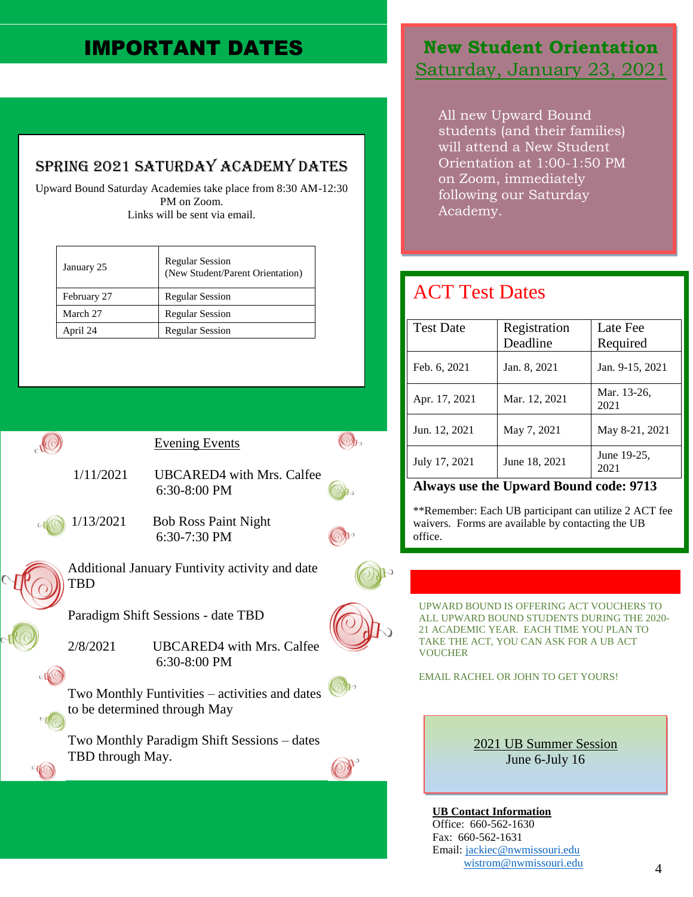# IMPORTANT DATES

## SPRING 2021 SATURDAY ACADEMY DATES

Upward Bound Saturday Academies take place from 8:30 AM-12:30 PM on Zoom.
Links will be sent via email.

| | |
|---|---|
| January 25 | Regular Session (New Student/Parent Orientation) |
| February 27 | Regular Session |
| March 27 | Regular Session |
| April 24 | Regular Session |

### Evening Events

1/11/2021 UBCARED4 with Mrs. Calfee
6:30-8:00 PM

1/13/2021 Bob Ross Paint Night
6:30-7:30 PM

Additional January Funtivity activity and date TBD

Paradigm Shift Sessions - date TBD

2/8/2021 UBCARED4 with Mrs. Calfee
6:30-8:00 PM

Two Monthly Funtivities – activities and dates to be determined through May

Two Monthly Paradigm Shift Sessions – dates TBD through May.

## New Student Orientation

Saturday, January 23, 2021

All new Upward Bound students (and their families) will attend a New Student Orientation at 1:00-1:50 PM on Zoom, immediately following our Saturday Academy.

## ACT Test Dates

| Test Date | Registration Deadline | Late Fee Required |
|---|---|---|
| Feb. 6, 2021 | Jan. 8, 2021 | Jan. 9-15, 2021 |
| Apr. 17, 2021 | Mar. 12, 2021 | Mar. 13-26, 2021 |
| Jun. 12, 2021 | May 7, 2021 | May 8-21, 2021 |
| July 17, 2021 | June 18, 2021 | June 19-25, 2021 |

**Always use the Upward Bound code: 9713**

**Remember: Each UB participant can utilize 2 ACT fee waivers. Forms are available by contacting the UB office.

UPWARD BOUND IS OFFERING ACT VOUCHERS TO ALL UPWARD BOUND STUDENTS DURING THE 2020-21 ACADEMIC YEAR. EACH TIME YOU PLAN TO TAKE THE ACT, YOU CAN ASK FOR A UB ACT VOUCHER

EMAIL RACHEL OR JOHN TO GET YOURS!

2021 UB Summer Session
June 6-July 16

**UB Contact Information**
Office: 660-562-1630
Fax: 660-562-1631
Email: jackiec@nwmissouri.edu
wistrom@nwmissouri.edu